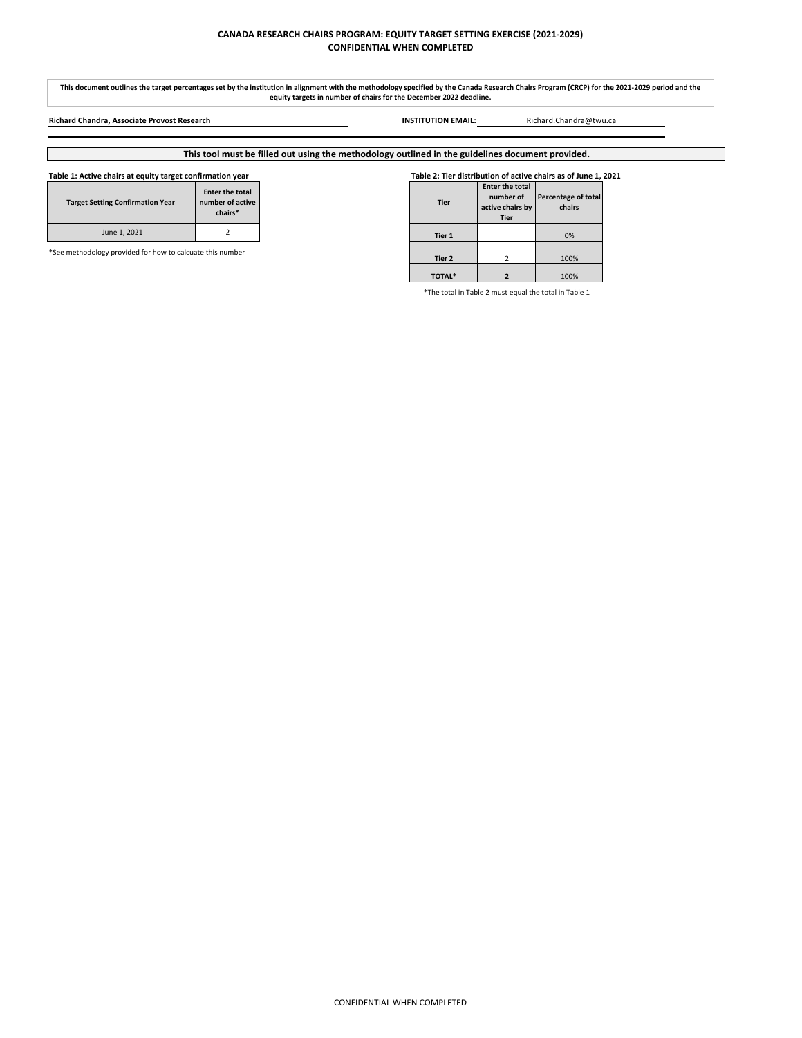**CANADA RESEARCH CHAIRS PROGRAM: EQUITY TARGET SETTING EXERCISE (2021-2029)**
**CONFIDENTIAL WHEN COMPLETED**

**This document outlines the target percentages set by the institution in alignment with the methodology specified by the Canada Research Chairs Program (CRCP) for the 2021-2029 period and the equity targets in number of chairs for the December 2022 deadline.**

**Richard Chandra, Associate Provost Research**

**INSTITUTION EMAIL:** Richard.Chandra@twu.ca

**This tool must be filled out using the methodology outlined in the guidelines document provided.**

**Table 1: Active chairs at equity target confirmation year**

| Target Setting Confirmation Year | Enter the total number of active chairs* |
|---|---|
| June 1, 2021 | 2 |

*See methodology provided for how to calcuate this number

**Table 2: Tier distribution of active chairs as of June 1, 2021**

| Tier | Enter the total number of active chairs by Tier | Percentage of total chairs |
|---|---|---|
| Tier 1 | | 0% |
| Tier 2 | 2 | 100% |
| TOTAL* | 2 | 100% |

*The total in Table 2 must equal the total in Table 1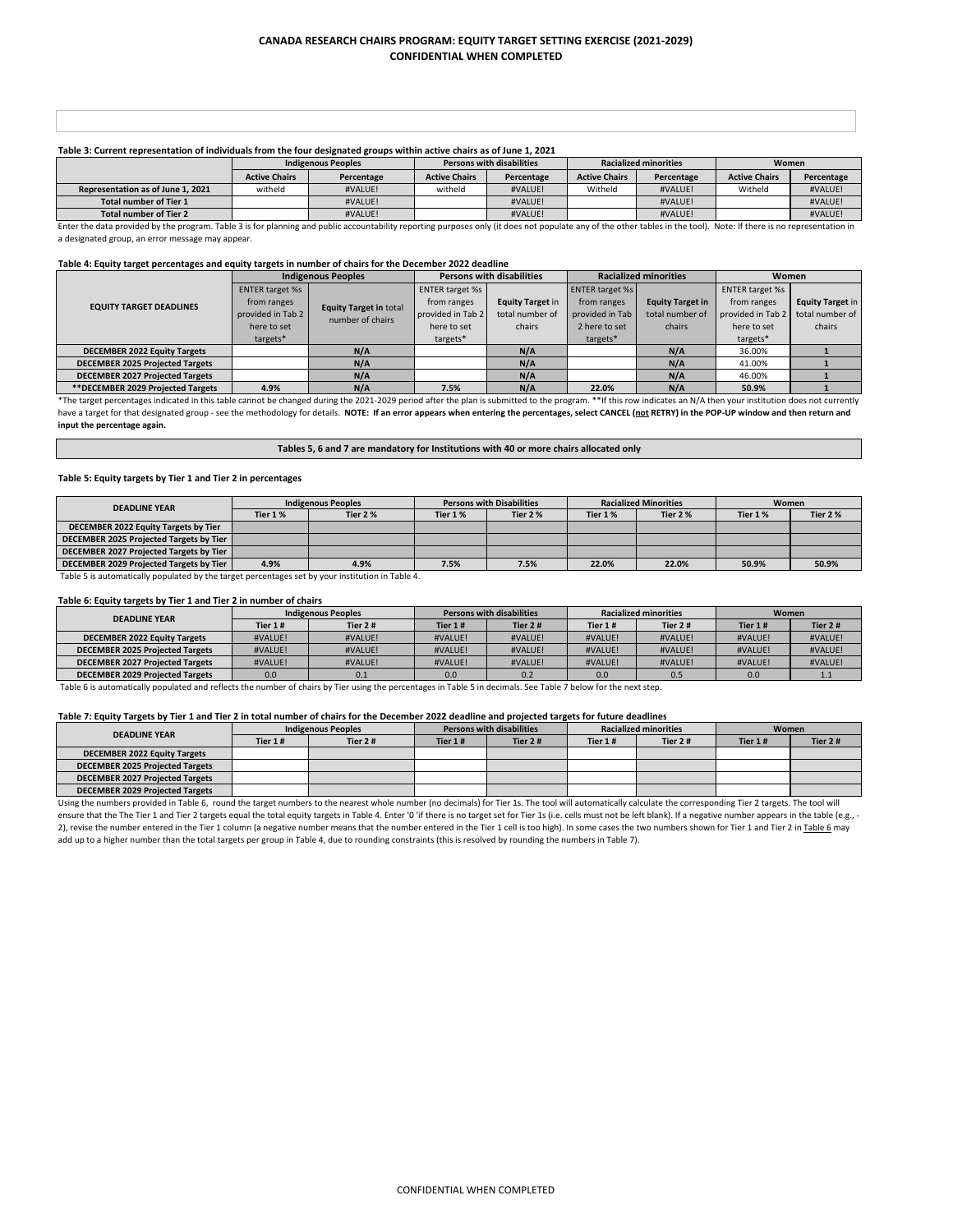**CANADA RESEARCH CHAIRS PROGRAM: EQUITY TARGET SETTING EXERCISE (2021-2029)**
**CONFIDENTIAL WHEN COMPLETED**

**Table 3: Current representation of individuals from the four designated groups within active chairs as of June 1, 2021**

| | Indigenous Peoples | | Persons with disabilities | | Racialized minorities | | Women | |
|---|---|---|---|---|---|---|---|---|
| | Active Chairs | Percentage | Active Chairs | Percentage | Active Chairs | Percentage | Active Chairs | Percentage |
| Representation as of June 1, 2021 | witheld | #VALUE! | witheld | #VALUE! | Witheld | #VALUE! | Witheld | #VALUE! |
| Total number of Tier 1 | | #VALUE! | | #VALUE! | | #VALUE! | | #VALUE! |
| Total number of Tier 2 | | #VALUE! | | #VALUE! | | #VALUE! | | #VALUE! |

Enter the data provided by the program. Table 3 is for planning and public accountability reporting purposes only (it does not populate any of the other tables in the tool). Note: If there is no representation in a designated group, an error message may appear.

**Table 4: Equity target percentages and equity targets in number of chairs for the December 2022 deadline**

| EQUITY TARGET DEADLINES | Indigenous Peoples | | Persons with disabilities | | Racialized minorities | | Women | |
|---|---|---|---|---|---|---|---|---|
| | ENTER target %s from ranges provided in Tab 2 here to set targets* | Equity Target in total number of chairs | ENTER target %s from ranges provided in Tab 2 here to set targets* | Equity Target in total number of chairs | ENTER target %s from ranges provided in Tab 2 here to set targets* | Equity Target in total number of chairs | ENTER target %s from ranges provided in Tab 2 here to set targets* | Equity Target in total number of chairs |
| DECEMBER 2022 Equity Targets | | N/A | | N/A | | N/A | 36.00% | 1 |
| DECEMBER 2025 Projected Targets | | N/A | | N/A | | N/A | 41.00% | 1 |
| DECEMBER 2027 Projected Targets | | N/A | | N/A | | N/A | 46.00% | 1 |
| **DECEMBER 2029 Projected Targets | 4.9% | N/A | 7.5% | N/A | 22.0% | N/A | 50.9% | 1 |

*The target percentages indicated in this table cannot be changed during the 2021-2029 period after the plan is submitted to the program. **If this row indicates an N/A then your institution does not currently have a target for that designated group - see the methodology for details. **NOTE: If an error appears when entering the percentages, select CANCEL (not RETRY) in the POP-UP window and then return and input the percentage again.**

**Tables 5, 6 and 7 are mandatory for Institutions with 40 or more chairs allocated only**

**Table 5: Equity targets by Tier 1 and Tier 2 in percentages**

| DEADLINE YEAR | Indigenous Peoples | | Persons with Disabilities | | Racialized Minorities | | Women | |
|---|---|---|---|---|---|---|---|---|
| | Tier 1 % | Tier 2 % | Tier 1 % | Tier 2 % | Tier 1 % | Tier 2 % | Tier 1 % | Tier 2 % |
| DECEMBER 2022 Equity Targets by Tier | | | | | | | | |
| DECEMBER 2025 Projected Targets by Tier | | | | | | | | |
| DECEMBER 2027 Projected Targets by Tier | | | | | | | | |
| DECEMBER 2029 Projected Targets by Tier | 4.9% | 4.9% | 7.5% | 7.5% | 22.0% | 22.0% | 50.9% | 50.9% |

Table 5 is automatically populated by the target percentages set by your institution in Table 4.

**Table 6: Equity targets by Tier 1 and Tier 2 in number of chairs**

| DEADLINE YEAR | Indigenous Peoples | | Persons with disabilities | | Racialized minorities | | Women | |
|---|---|---|---|---|---|---|---|---|
| | Tier 1 # | Tier 2 # | Tier 1 # | Tier 2 # | Tier 1 # | Tier 2 # | Tier 1 # | Tier 2 # |
| DECEMBER 2022 Equity Targets | #VALUE! | #VALUE! | #VALUE! | #VALUE! | #VALUE! | #VALUE! | #VALUE! | #VALUE! |
| DECEMBER 2025 Projected Targets | #VALUE! | #VALUE! | #VALUE! | #VALUE! | #VALUE! | #VALUE! | #VALUE! | #VALUE! |
| DECEMBER 2027 Projected Targets | #VALUE! | #VALUE! | #VALUE! | #VALUE! | #VALUE! | #VALUE! | #VALUE! | #VALUE! |
| DECEMBER 2029 Projected Targets | 0.0 | 0.1 | 0.0 | 0.2 | 0.0 | 0.5 | 0.0 | 1.1 |

Table 6 is automatically populated and reflects the number of chairs by Tier using the percentages in Table 5 in decimals. See Table 7 below for the next step.

**Table 7: Equity Targets by Tier 1 and Tier 2 in total number of chairs for the December 2022 deadline and projected targets for future deadlines**

| DEADLINE YEAR | Indigenous Peoples | | Persons with disabilities | | Racialized minorities | | Women | |
|---|---|---|---|---|---|---|---|---|
| | Tier 1 # | Tier 2 # | Tier 1 # | Tier 2 # | Tier 1 # | Tier 2 # | Tier 1 # | Tier 2 # |
| DECEMBER 2022 Equity Targets | | | | | | | | |
| DECEMBER 2025 Projected Targets | | | | | | | | |
| DECEMBER 2027 Projected Targets | | | | | | | | |
| DECEMBER 2029 Projected Targets | | | | | | | | |

Using the numbers provided in Table 6, round the target numbers to the nearest whole number (no decimals) for Tier 1s. The tool will automatically calculate the corresponding Tier 2 targets. The tool will ensure that the The Tier 1 and Tier 2 targets equal the total equity targets in Table 4. Enter '0 'if there is no target set for Tier 1s (i.e. cells must not be left blank). If a negative number appears in the table (e.g., -2), revise the number entered in the Tier 1 column (a negative number means that the number entered in the Tier 1 cell is too high). In some cases the two numbers shown for Tier 1 and Tier 2 in Table 6 may add up to a higher number than the total targets per group in Table 4, due to rounding constraints (this is resolved by rounding the numbers in Table 7).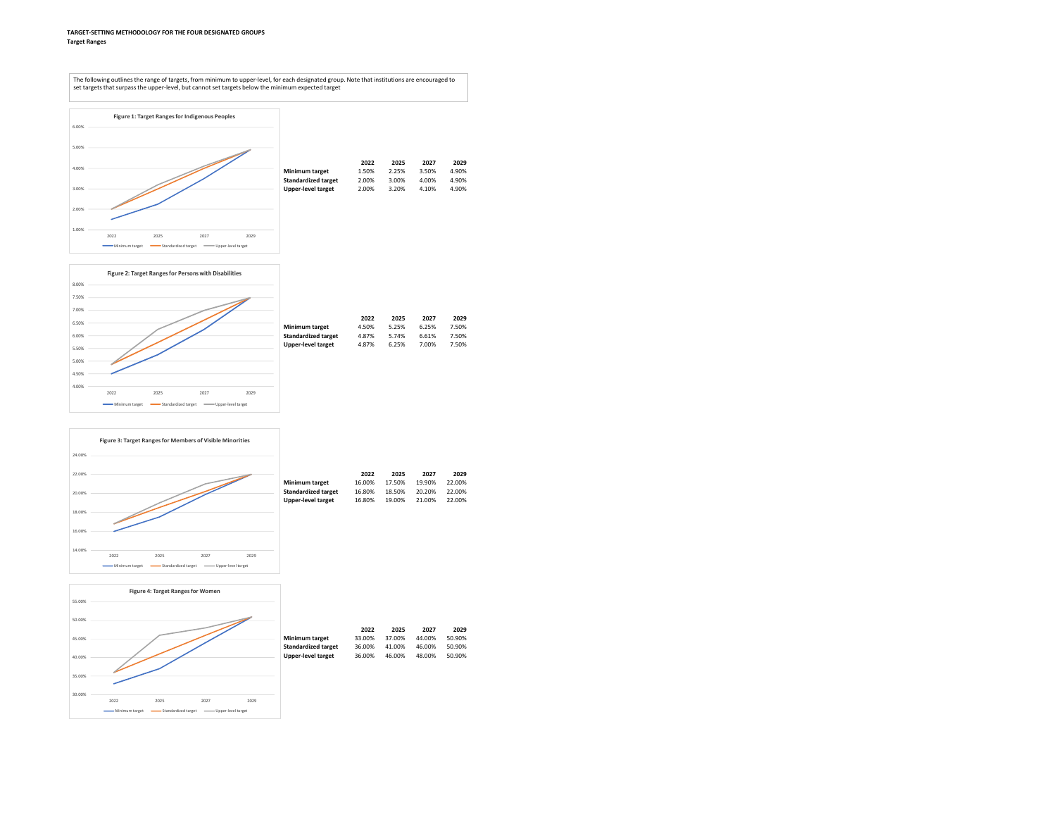**TARGET-SETTING METHODOLOGY FOR THE FOUR DESIGNATED GROUPS**

**Target Ranges**

The following outlines the range of targets, from minimum to upper-level, for each designated group. Note that institutions are encouraged to set targets that surpass the upper-level, but cannot set targets below the minimum expected target

**Figure 1: Target Ranges for Indigenous Peoples**

6.00%
5.00%
4.00%
3.00%
2.00%
1.00%
2022 2025 2027 2029
Minimum target — Standardized target — Upper-level target

| | 2022 | 2025 | 2027 | 2029 |
|---|---|---|---|---|
| **Minimum target** | 1.50% | 2.25% | 3.50% | 4.90% |
| **Standardized target** | 2.00% | 3.00% | 4.00% | 4.90% |
| **Upper-level target** | 2.00% | 3.20% | 4.10% | 4.90% |

**Figure 2: Target Ranges for Persons with Disabilities**

8.00%
7.50%
7.00%
6.50%
6.00%
5.50%
5.00%
4.50%
4.00%
2022 2025 2027 2029
Minimum target — Standardized target — Upper-level target

| | 2022 | 2025 | 2027 | 2029 |
|---|---|---|---|---|
| **Minimum target** | 4.50% | 5.25% | 6.25% | 7.50% |
| **Standardized target** | 4.87% | 5.74% | 6.61% | 7.50% |
| **Upper-level target** | 4.87% | 6.25% | 7.00% | 7.50% |

**Figure 3: Target Ranges for Members of Visible Minorities**

24.00%
22.00%
20.00%
18.00%
16.00%
14.00%
2022 2025 2027 2029
Minimum target — Standardized target — Upper-level target

| | 2022 | 2025 | 2027 | 2029 |
|---|---|---|---|---|
| **Minimum target** | 16.00% | 17.50% | 19.90% | 22.00% |
| **Standardized target** | 16.80% | 18.50% | 20.20% | 22.00% |
| **Upper-level target** | 16.80% | 19.00% | 21.00% | 22.00% |

**Figure 4: Target Ranges for Women**

55.00%
50.00%
45.00%
40.00%
35.00%
30.00%
2022 2025 2027 2029
Minimum target — Standardized target — Upper-level target

| | 2022 | 2025 | 2027 | 2029 |
|---|---|---|---|---|
| **Minimum target** | 33.00% | 37.00% | 44.00% | 50.90% |
| **Standardized target** | 36.00% | 41.00% | 46.00% | 50.90% |
| **Upper-level target** | 36.00% | 46.00% | 48.00% | 50.90% |